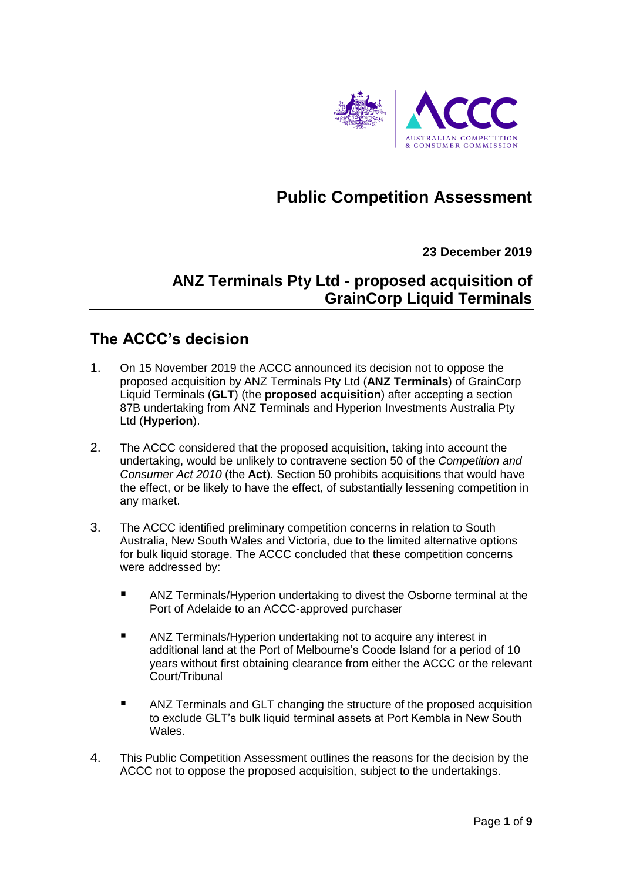# Public Competition Assessment

**23 December 2019**

## ANZ Terminals Pty Ltd - proposed acquisition of GrainCorp Liquid Terminals

## The ACCC's decision

1. On 15 November 2019 the ACCC announced its decision not to oppose the proposed acquisition by ANZ Terminals Pty Ltd (**ANZ Terminals**) of GrainCorp Liquid Terminals (**GLT**) (the **proposed acquisition**) after accepting a section 87B undertaking from ANZ Terminals and Hyperion Investments Australia Pty Ltd (**Hyperion**).

2. The ACCC considered that the proposed acquisition, taking into account the undertaking, would be unlikely to contravene section 50 of the *Competition and Consumer Act 2010* (the **Act**). Section 50 prohibits acquisitions that would have the effect, or be likely to have the effect, of substantially lessening competition in any market.

3. The ACCC identified preliminary competition concerns in relation to South Australia, New South Wales and Victoria, due to the limited alternative options for bulk liquid storage. The ACCC concluded that these competition concerns were addressed by:

   - ANZ Terminals/Hyperion undertaking to divest the Osborne terminal at the Port of Adelaide to an ACCC-approved purchaser
   - ANZ Terminals/Hyperion undertaking not to acquire any interest in additional land at the Port of Melbourne's Coode Island for a period of 10 years without first obtaining clearance from either the ACCC or the relevant Court/Tribunal
   - ANZ Terminals and GLT changing the structure of the proposed acquisition to exclude GLT's bulk liquid terminal assets at Port Kembla in New South Wales.

4. This Public Competition Assessment outlines the reasons for the decision by the ACCC not to oppose the proposed acquisition, subject to the undertakings.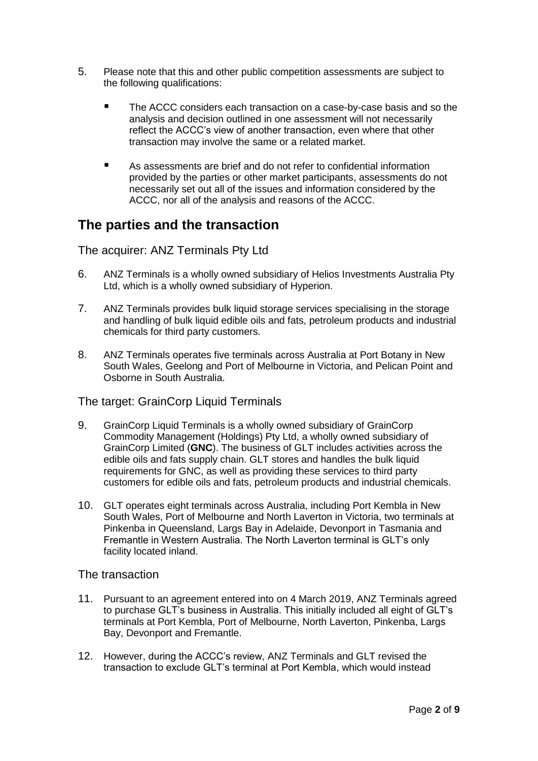5. Please note that this and other public competition assessments are subject to the following qualifications:

   - The ACCC considers each transaction on a case-by-case basis and so the analysis and decision outlined in one assessment will not necessarily reflect the ACCC's view of another transaction, even where that other transaction may involve the same or a related market.

   - As assessments are brief and do not refer to confidential information provided by the parties or other market participants, assessments do not necessarily set out all of the issues and information considered by the ACCC, nor all of the analysis and reasons of the ACCC.

## The parties and the transaction

### The acquirer: ANZ Terminals Pty Ltd

6. ANZ Terminals is a wholly owned subsidiary of Helios Investments Australia Pty Ltd, which is a wholly owned subsidiary of Hyperion.

7. ANZ Terminals provides bulk liquid storage services specialising in the storage and handling of bulk liquid edible oils and fats, petroleum products and industrial chemicals for third party customers.

8. ANZ Terminals operates five terminals across Australia at Port Botany in New South Wales, Geelong and Port of Melbourne in Victoria, and Pelican Point and Osborne in South Australia.

### The target: GrainCorp Liquid Terminals

9. GrainCorp Liquid Terminals is a wholly owned subsidiary of GrainCorp Commodity Management (Holdings) Pty Ltd, a wholly owned subsidiary of GrainCorp Limited (**GNC**). The business of GLT includes activities across the edible oils and fats supply chain. GLT stores and handles the bulk liquid requirements for GNC, as well as providing these services to third party customers for edible oils and fats, petroleum products and industrial chemicals.

10. GLT operates eight terminals across Australia, including Port Kembla in New South Wales, Port of Melbourne and North Laverton in Victoria, two terminals at Pinkenba in Queensland, Largs Bay in Adelaide, Devonport in Tasmania and Fremantle in Western Australia. The North Laverton terminal is GLT's only facility located inland.

### The transaction

11. Pursuant to an agreement entered into on 4 March 2019, ANZ Terminals agreed to purchase GLT's business in Australia. This initially included all eight of GLT's terminals at Port Kembla, Port of Melbourne, North Laverton, Pinkenba, Largs Bay, Devonport and Fremantle.

12. However, during the ACCC's review, ANZ Terminals and GLT revised the transaction to exclude GLT's terminal at Port Kembla, which would instead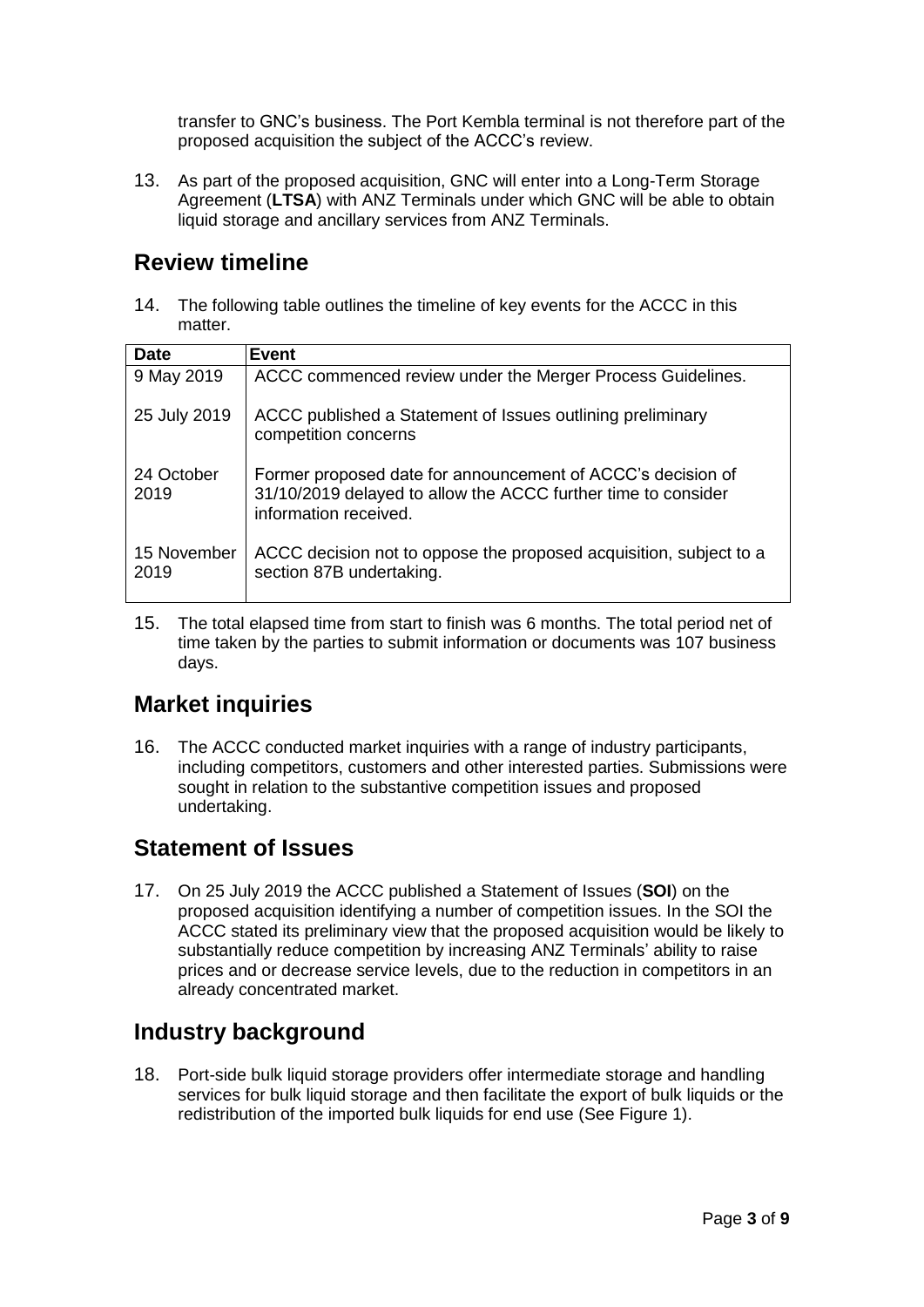transfer to GNC's business. The Port Kembla terminal is not therefore part of the proposed acquisition the subject of the ACCC's review.

13. As part of the proposed acquisition, GNC will enter into a Long-Term Storage Agreement (**LTSA**) with ANZ Terminals under which GNC will be able to obtain liquid storage and ancillary services from ANZ Terminals.

## Review timeline

14. The following table outlines the timeline of key events for the ACCC in this matter.

| Date | Event |
|---|---|
| 9 May 2019 | ACCC commenced review under the Merger Process Guidelines. |
| 25 July 2019 | ACCC published a Statement of Issues outlining preliminary competition concerns |
| 24 October 2019 | Former proposed date for announcement of ACCC's decision of 31/10/2019 delayed to allow the ACCC further time to consider information received. |
| 15 November 2019 | ACCC decision not to oppose the proposed acquisition, subject to a section 87B undertaking. |

15. The total elapsed time from start to finish was 6 months. The total period net of time taken by the parties to submit information or documents was 107 business days.

## Market inquiries

16. The ACCC conducted market inquiries with a range of industry participants, including competitors, customers and other interested parties. Submissions were sought in relation to the substantive competition issues and proposed undertaking.

## Statement of Issues

17. On 25 July 2019 the ACCC published a Statement of Issues (**SOI**) on the proposed acquisition identifying a number of competition issues. In the SOI the ACCC stated its preliminary view that the proposed acquisition would be likely to substantially reduce competition by increasing ANZ Terminals' ability to raise prices and or decrease service levels, due to the reduction in competitors in an already concentrated market.

## Industry background

18. Port-side bulk liquid storage providers offer intermediate storage and handling services for bulk liquid storage and then facilitate the export of bulk liquids or the redistribution of the imported bulk liquids for end use (See Figure 1).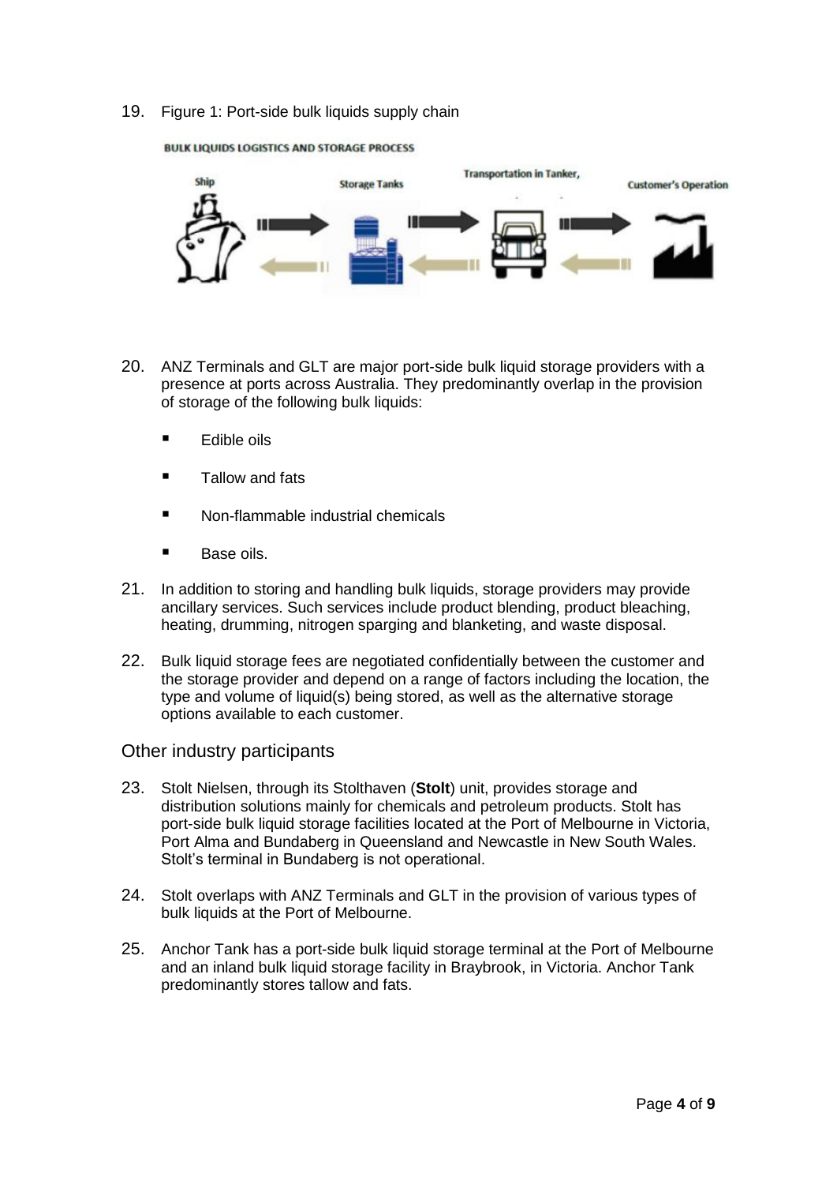19. Figure 1: Port-side bulk liquids supply chain

BULK LIQUIDS LOGISTICS AND STORAGE PROCESS

Ship → Storage Tanks → Transportation in Tanker, → Customer's Operation

20. ANZ Terminals and GLT are major port-side bulk liquid storage providers with a presence at ports across Australia. They predominantly overlap in the provision of storage of the following bulk liquids:

   - Edible oils
   - Tallow and fats
   - Non-flammable industrial chemicals
   - Base oils.

21. In addition to storing and handling bulk liquids, storage providers may provide ancillary services. Such services include product blending, product bleaching, heating, drumming, nitrogen sparging and blanketing, and waste disposal.

22. Bulk liquid storage fees are negotiated confidentially between the customer and the storage provider and depend on a range of factors including the location, the type and volume of liquid(s) being stored, as well as the alternative storage options available to each customer.

## Other industry participants

23. Stolt Nielsen, through its Stolthaven (**Stolt**) unit, provides storage and distribution solutions mainly for chemicals and petroleum products. Stolt has port-side bulk liquid storage facilities located at the Port of Melbourne in Victoria, Port Alma and Bundaberg in Queensland and Newcastle in New South Wales. Stolt's terminal in Bundaberg is not operational.

24. Stolt overlaps with ANZ Terminals and GLT in the provision of various types of bulk liquids at the Port of Melbourne.

25. Anchor Tank has a port-side bulk liquid storage terminal at the Port of Melbourne and an inland bulk liquid storage facility in Braybrook, in Victoria. Anchor Tank predominantly stores tallow and fats.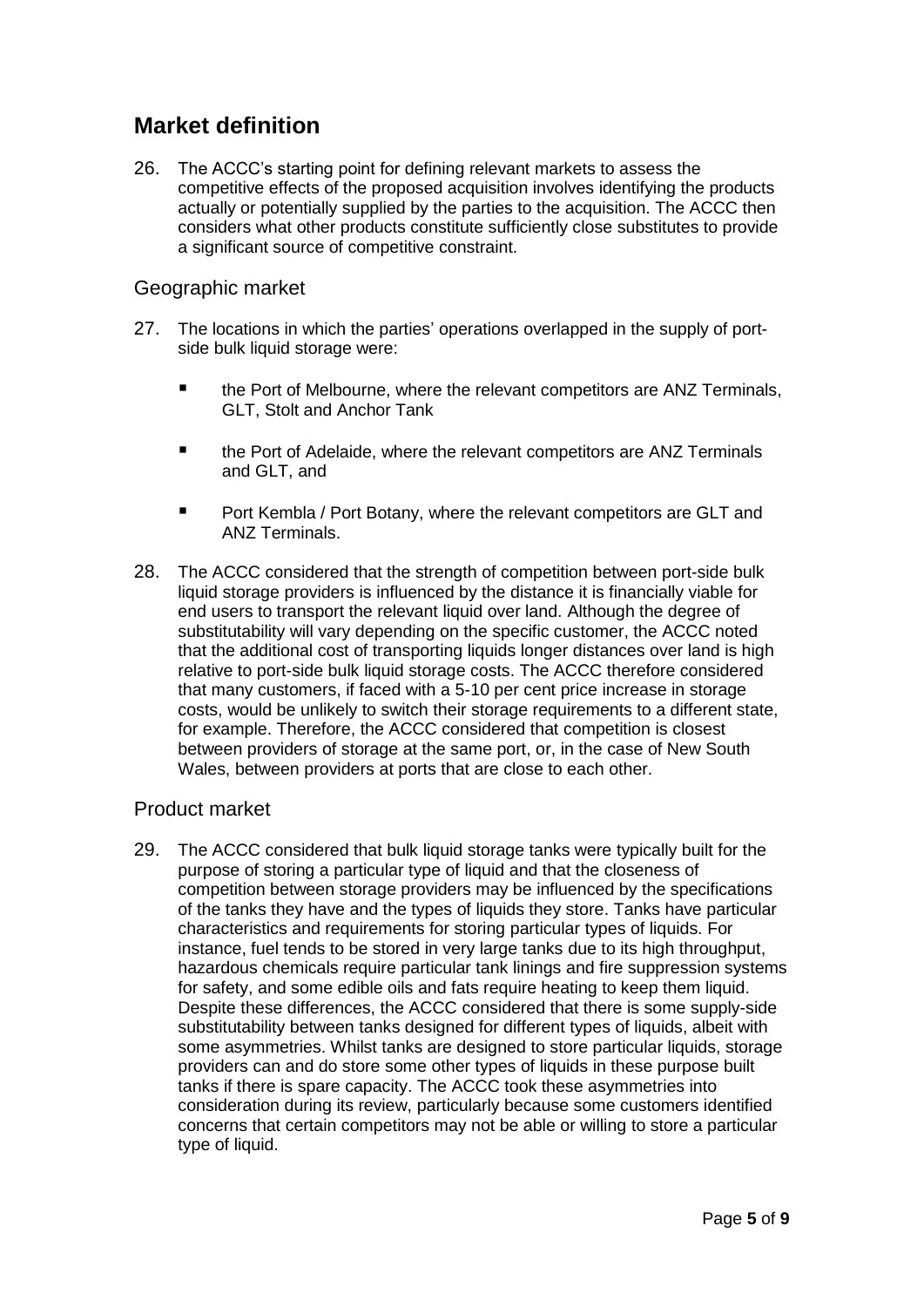## Market definition

26. The ACCC's starting point for defining relevant markets to assess the competitive effects of the proposed acquisition involves identifying the products actually or potentially supplied by the parties to the acquisition. The ACCC then considers what other products constitute sufficiently close substitutes to provide a significant source of competitive constraint.

### Geographic market

27. The locations in which the parties' operations overlapped in the supply of port-side bulk liquid storage were:

    - the Port of Melbourne, where the relevant competitors are ANZ Terminals, GLT, Stolt and Anchor Tank
    - the Port of Adelaide, where the relevant competitors are ANZ Terminals and GLT, and
    - Port Kembla / Port Botany, where the relevant competitors are GLT and ANZ Terminals.

28. The ACCC considered that the strength of competition between port-side bulk liquid storage providers is influenced by the distance it is financially viable for end users to transport the relevant liquid over land. Although the degree of substitutability will vary depending on the specific customer, the ACCC noted that the additional cost of transporting liquids longer distances over land is high relative to port-side bulk liquid storage costs. The ACCC therefore considered that many customers, if faced with a 5-10 per cent price increase in storage costs, would be unlikely to switch their storage requirements to a different state, for example. Therefore, the ACCC considered that competition is closest between providers of storage at the same port, or, in the case of New South Wales, between providers at ports that are close to each other.

### Product market

29. The ACCC considered that bulk liquid storage tanks were typically built for the purpose of storing a particular type of liquid and that the closeness of competition between storage providers may be influenced by the specifications of the tanks they have and the types of liquids they store. Tanks have particular characteristics and requirements for storing particular types of liquids. For instance, fuel tends to be stored in very large tanks due to its high throughput, hazardous chemicals require particular tank linings and fire suppression systems for safety, and some edible oils and fats require heating to keep them liquid. Despite these differences, the ACCC considered that there is some supply-side substitutability between tanks designed for different types of liquids, albeit with some asymmetries. Whilst tanks are designed to store particular liquids, storage providers can and do store some other types of liquids in these purpose built tanks if there is spare capacity. The ACCC took these asymmetries into consideration during its review, particularly because some customers identified concerns that certain competitors may not be able or willing to store a particular type of liquid.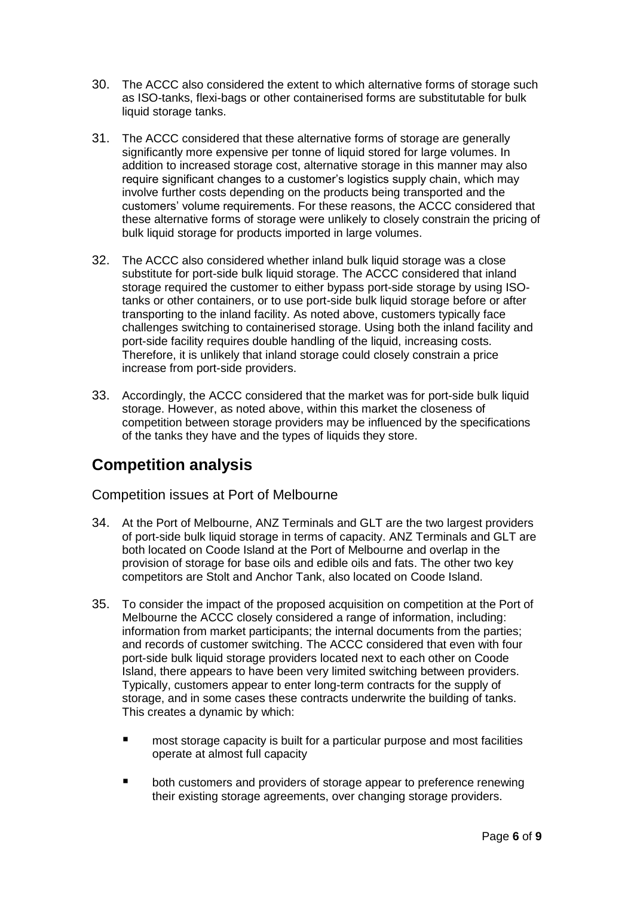30. The ACCC also considered the extent to which alternative forms of storage such as ISO-tanks, flexi-bags or other containerised forms are substitutable for bulk liquid storage tanks.

31. The ACCC considered that these alternative forms of storage are generally significantly more expensive per tonne of liquid stored for large volumes. In addition to increased storage cost, alternative storage in this manner may also require significant changes to a customer's logistics supply chain, which may involve further costs depending on the products being transported and the customers' volume requirements. For these reasons, the ACCC considered that these alternative forms of storage were unlikely to closely constrain the pricing of bulk liquid storage for products imported in large volumes.

32. The ACCC also considered whether inland bulk liquid storage was a close substitute for port-side bulk liquid storage. The ACCC considered that inland storage required the customer to either bypass port-side storage by using ISO-tanks or other containers, or to use port-side bulk liquid storage before or after transporting to the inland facility. As noted above, customers typically face challenges switching to containerised storage. Using both the inland facility and port-side facility requires double handling of the liquid, increasing costs. Therefore, it is unlikely that inland storage could closely constrain a price increase from port-side providers.

33. Accordingly, the ACCC considered that the market was for port-side bulk liquid storage. However, as noted above, within this market the closeness of competition between storage providers may be influenced by the specifications of the tanks they have and the types of liquids they store.

## Competition analysis

### Competition issues at Port of Melbourne

34. At the Port of Melbourne, ANZ Terminals and GLT are the two largest providers of port-side bulk liquid storage in terms of capacity. ANZ Terminals and GLT are both located on Coode Island at the Port of Melbourne and overlap in the provision of storage for base oils and edible oils and fats. The other two key competitors are Stolt and Anchor Tank, also located on Coode Island.

35. To consider the impact of the proposed acquisition on competition at the Port of Melbourne the ACCC closely considered a range of information, including: information from market participants; the internal documents from the parties; and records of customer switching. The ACCC considered that even with four port-side bulk liquid storage providers located next to each other on Coode Island, there appears to have been very limited switching between providers. Typically, customers appear to enter long-term contracts for the supply of storage, and in some cases these contracts underwrite the building of tanks. This creates a dynamic by which:

    - most storage capacity is built for a particular purpose and most facilities operate at almost full capacity
    - both customers and providers of storage appear to preference renewing their existing storage agreements, over changing storage providers.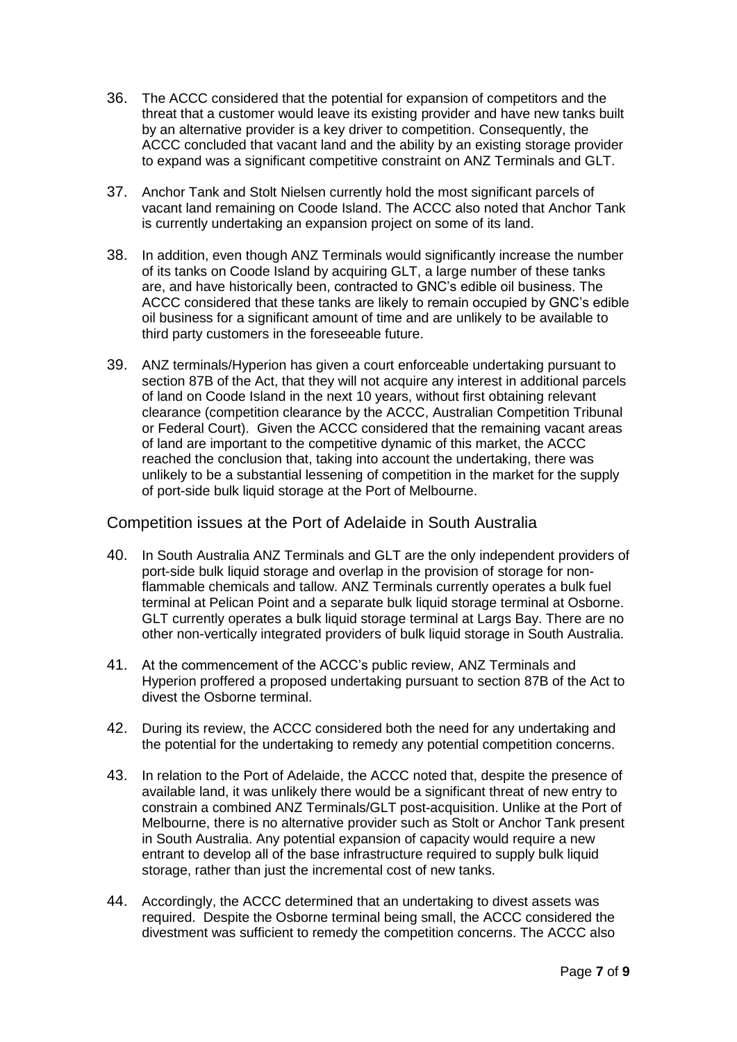36. The ACCC considered that the potential for expansion of competitors and the threat that a customer would leave its existing provider and have new tanks built by an alternative provider is a key driver to competition. Consequently, the ACCC concluded that vacant land and the ability by an existing storage provider to expand was a significant competitive constraint on ANZ Terminals and GLT.

37. Anchor Tank and Stolt Nielsen currently hold the most significant parcels of vacant land remaining on Coode Island. The ACCC also noted that Anchor Tank is currently undertaking an expansion project on some of its land.

38. In addition, even though ANZ Terminals would significantly increase the number of its tanks on Coode Island by acquiring GLT, a large number of these tanks are, and have historically been, contracted to GNC's edible oil business. The ACCC considered that these tanks are likely to remain occupied by GNC's edible oil business for a significant amount of time and are unlikely to be available to third party customers in the foreseeable future.

39. ANZ terminals/Hyperion has given a court enforceable undertaking pursuant to section 87B of the Act, that they will not acquire any interest in additional parcels of land on Coode Island in the next 10 years, without first obtaining relevant clearance (competition clearance by the ACCC, Australian Competition Tribunal or Federal Court). Given the ACCC considered that the remaining vacant areas of land are important to the competitive dynamic of this market, the ACCC reached the conclusion that, taking into account the undertaking, there was unlikely to be a substantial lessening of competition in the market for the supply of port-side bulk liquid storage at the Port of Melbourne.

## Competition issues at the Port of Adelaide in South Australia

40. In South Australia ANZ Terminals and GLT are the only independent providers of port-side bulk liquid storage and overlap in the provision of storage for non-flammable chemicals and tallow. ANZ Terminals currently operates a bulk fuel terminal at Pelican Point and a separate bulk liquid storage terminal at Osborne. GLT currently operates a bulk liquid storage terminal at Largs Bay. There are no other non-vertically integrated providers of bulk liquid storage in South Australia.

41. At the commencement of the ACCC's public review, ANZ Terminals and Hyperion proffered a proposed undertaking pursuant to section 87B of the Act to divest the Osborne terminal.

42. During its review, the ACCC considered both the need for any undertaking and the potential for the undertaking to remedy any potential competition concerns.

43. In relation to the Port of Adelaide, the ACCC noted that, despite the presence of available land, it was unlikely there would be a significant threat of new entry to constrain a combined ANZ Terminals/GLT post-acquisition. Unlike at the Port of Melbourne, there is no alternative provider such as Stolt or Anchor Tank present in South Australia. Any potential expansion of capacity would require a new entrant to develop all of the base infrastructure required to supply bulk liquid storage, rather than just the incremental cost of new tanks.

44. Accordingly, the ACCC determined that an undertaking to divest assets was required. Despite the Osborne terminal being small, the ACCC considered the divestment was sufficient to remedy the competition concerns. The ACCC also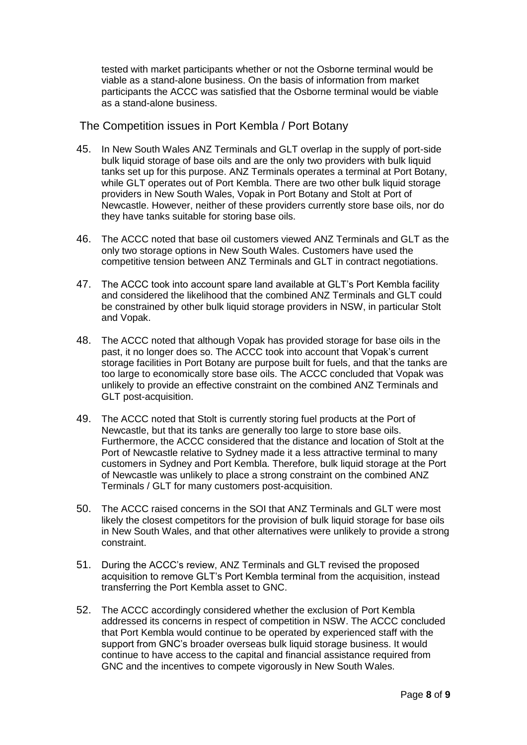tested with market participants whether or not the Osborne terminal would be viable as a stand-alone business. On the basis of information from market participants the ACCC was satisfied that the Osborne terminal would be viable as a stand-alone business.

## The Competition issues in Port Kembla / Port Botany

45. In New South Wales ANZ Terminals and GLT overlap in the supply of port-side bulk liquid storage of base oils and are the only two providers with bulk liquid tanks set up for this purpose. ANZ Terminals operates a terminal at Port Botany, while GLT operates out of Port Kembla. There are two other bulk liquid storage providers in New South Wales, Vopak in Port Botany and Stolt at Port of Newcastle. However, neither of these providers currently store base oils, nor do they have tanks suitable for storing base oils.

46. The ACCC noted that base oil customers viewed ANZ Terminals and GLT as the only two storage options in New South Wales. Customers have used the competitive tension between ANZ Terminals and GLT in contract negotiations.

47. The ACCC took into account spare land available at GLT's Port Kembla facility and considered the likelihood that the combined ANZ Terminals and GLT could be constrained by other bulk liquid storage providers in NSW, in particular Stolt and Vopak.

48. The ACCC noted that although Vopak has provided storage for base oils in the past, it no longer does so. The ACCC took into account that Vopak's current storage facilities in Port Botany are purpose built for fuels, and that the tanks are too large to economically store base oils. The ACCC concluded that Vopak was unlikely to provide an effective constraint on the combined ANZ Terminals and GLT post-acquisition.

49. The ACCC noted that Stolt is currently storing fuel products at the Port of Newcastle, but that its tanks are generally too large to store base oils. Furthermore, the ACCC considered that the distance and location of Stolt at the Port of Newcastle relative to Sydney made it a less attractive terminal to many customers in Sydney and Port Kembla. Therefore, bulk liquid storage at the Port of Newcastle was unlikely to place a strong constraint on the combined ANZ Terminals / GLT for many customers post-acquisition.

50. The ACCC raised concerns in the SOI that ANZ Terminals and GLT were most likely the closest competitors for the provision of bulk liquid storage for base oils in New South Wales, and that other alternatives were unlikely to provide a strong constraint.

51. During the ACCC's review, ANZ Terminals and GLT revised the proposed acquisition to remove GLT's Port Kembla terminal from the acquisition, instead transferring the Port Kembla asset to GNC.

52. The ACCC accordingly considered whether the exclusion of Port Kembla addressed its concerns in respect of competition in NSW. The ACCC concluded that Port Kembla would continue to be operated by experienced staff with the support from GNC's broader overseas bulk liquid storage business. It would continue to have access to the capital and financial assistance required from GNC and the incentives to compete vigorously in New South Wales.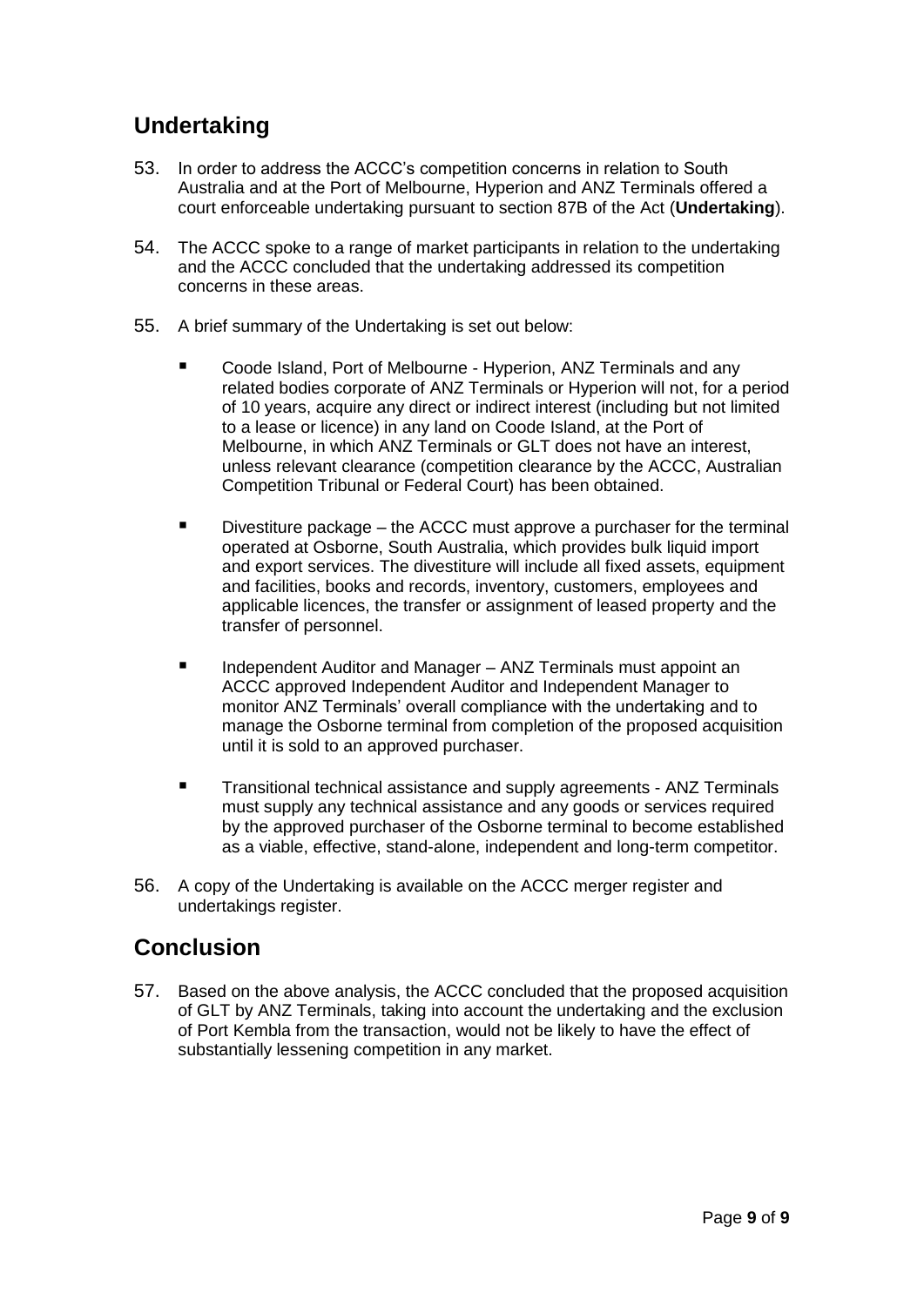## Undertaking

53. In order to address the ACCC's competition concerns in relation to South Australia and at the Port of Melbourne, Hyperion and ANZ Terminals offered a court enforceable undertaking pursuant to section 87B of the Act (**Undertaking**).

54. The ACCC spoke to a range of market participants in relation to the undertaking and the ACCC concluded that the undertaking addressed its competition concerns in these areas.

55. A brief summary of the Undertaking is set out below:

   - Coode Island, Port of Melbourne - Hyperion, ANZ Terminals and any related bodies corporate of ANZ Terminals or Hyperion will not, for a period of 10 years, acquire any direct or indirect interest (including but not limited to a lease or licence) in any land on Coode Island, at the Port of Melbourne, in which ANZ Terminals or GLT does not have an interest, unless relevant clearance (competition clearance by the ACCC, Australian Competition Tribunal or Federal Court) has been obtained.
   - Divestiture package – the ACCC must approve a purchaser for the terminal operated at Osborne, South Australia, which provides bulk liquid import and export services. The divestiture will include all fixed assets, equipment and facilities, books and records, inventory, customers, employees and applicable licences, the transfer or assignment of leased property and the transfer of personnel.
   - Independent Auditor and Manager – ANZ Terminals must appoint an ACCC approved Independent Auditor and Independent Manager to monitor ANZ Terminals' overall compliance with the undertaking and to manage the Osborne terminal from completion of the proposed acquisition until it is sold to an approved purchaser.
   - Transitional technical assistance and supply agreements - ANZ Terminals must supply any technical assistance and any goods or services required by the approved purchaser of the Osborne terminal to become established as a viable, effective, stand-alone, independent and long-term competitor.

56. A copy of the Undertaking is available on the ACCC merger register and undertakings register.

## Conclusion

57. Based on the above analysis, the ACCC concluded that the proposed acquisition of GLT by ANZ Terminals, taking into account the undertaking and the exclusion of Port Kembla from the transaction, would not be likely to have the effect of substantially lessening competition in any market.